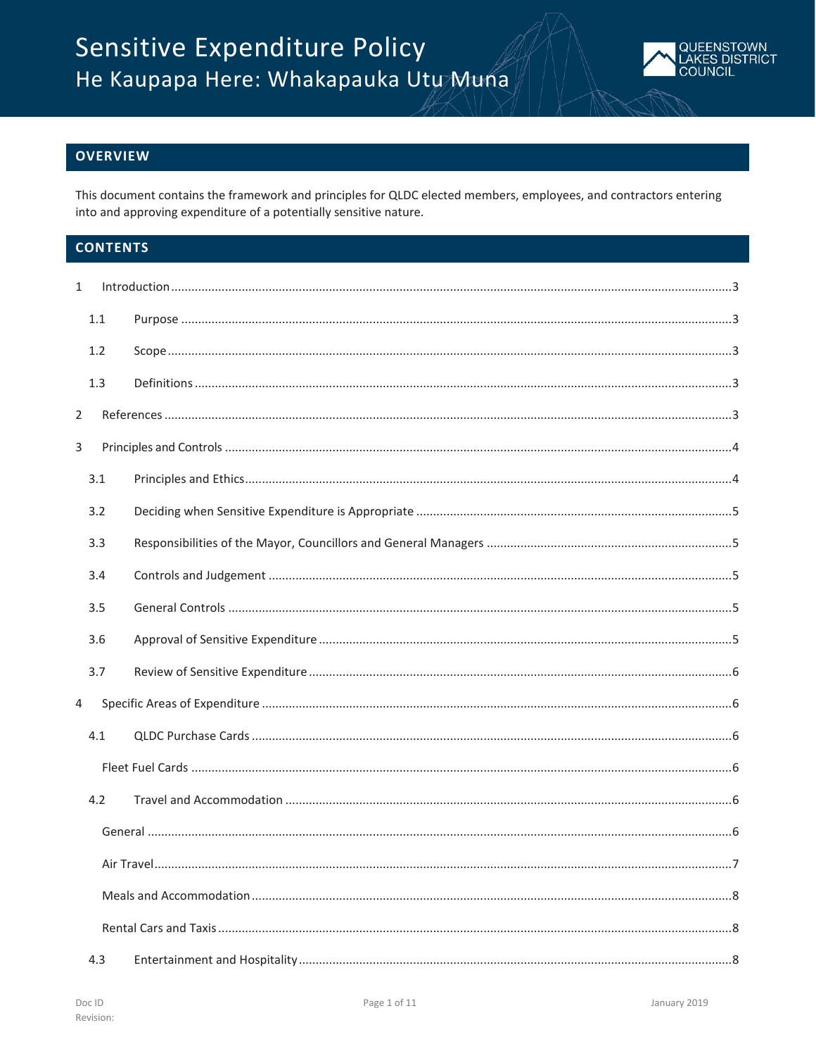# Sensitive Expenditure Policy

## He Kaupapa Here: Whakapauka Utu Muna

QUEENSTOWN LAKES DISTRICT COUNCIL

## OVERVIEW

This document contains the framework and principles for QLDC elected members, employees, and contractors entering into and approving expenditure of a potentially sensitive nature.

## CONTENTS

1 Introduction ....................................................................................................3

- 1.1 Purpose ....................................................................................................3
- 1.2 Scope ....................................................................................................3
- 1.3 Definitions ....................................................................................................3

2 References ....................................................................................................3

3 Principles and Controls ....................................................................................................4

- 3.1 Principles and Ethics ....................................................................................................4
- 3.2 Deciding when Sensitive Expenditure is Appropriate ....................................................................................................5
- 3.3 Responsibilities of the Mayor, Councillors and General Managers ....................................................................................................5
- 3.4 Controls and Judgement ....................................................................................................5
- 3.5 General Controls ....................................................................................................5
- 3.6 Approval of Sensitive Expenditure ....................................................................................................5
- 3.7 Review of Sensitive Expenditure ....................................................................................................6

4 Specific Areas of Expenditure ....................................................................................................6

- 4.1 QLDC Purchase Cards ....................................................................................................6
  - Fleet Fuel Cards ....................................................................................................6
- 4.2 Travel and Accommodation ....................................................................................................6
  - General ....................................................................................................6
  - Air Travel ....................................................................................................7
  - Meals and Accommodation ....................................................................................................8
  - Rental Cars and Taxis ....................................................................................................8
- 4.3 Entertainment and Hospitality ....................................................................................................8

Doc ID
Revision:

January 2019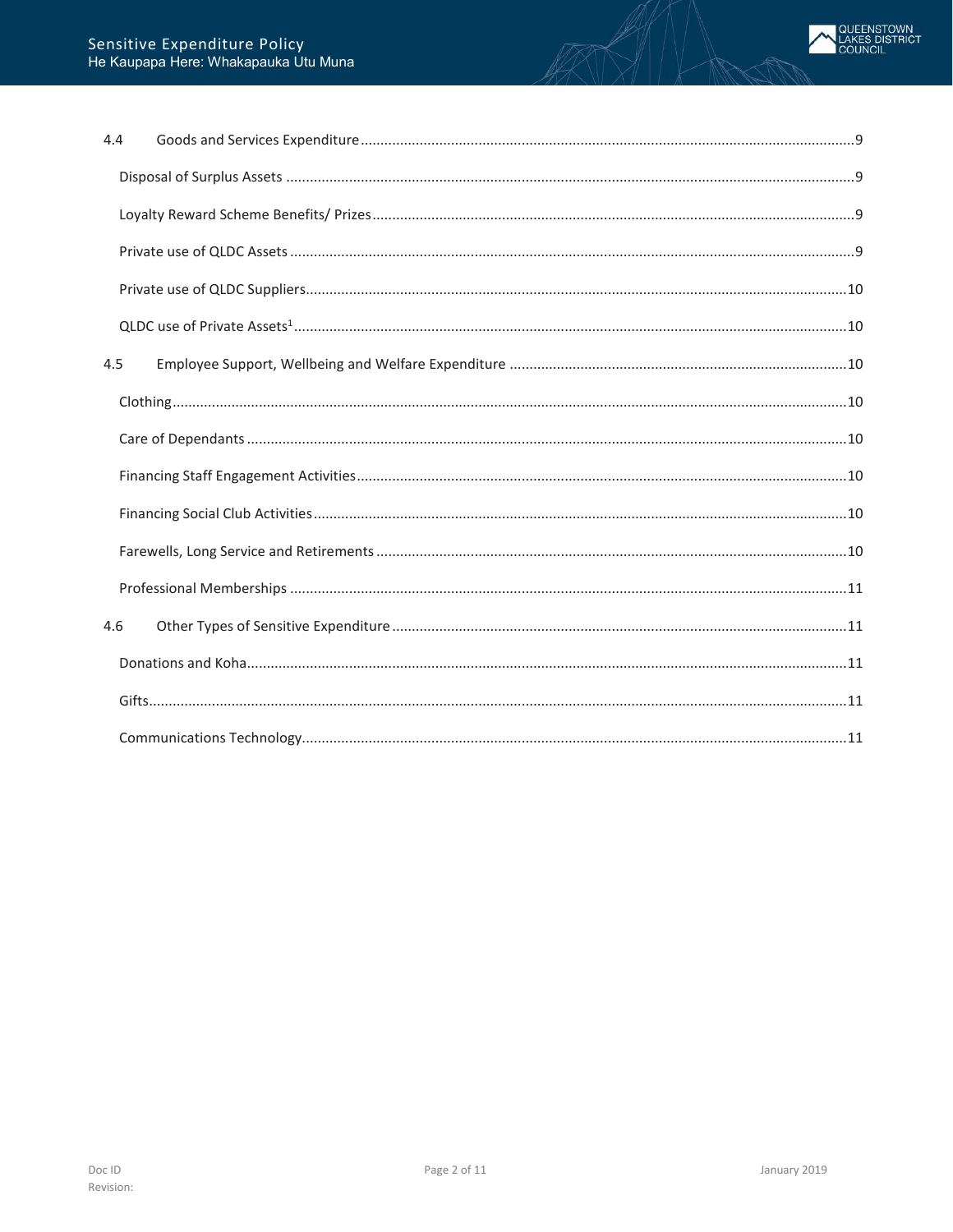4.4 Goods and Services Expenditure ..... 9

Disposal of Surplus Assets ..... 9

Loyalty Reward Scheme Benefits/ Prizes ..... 9

Private use of QLDC Assets ..... 9

Private use of QLDC Suppliers ..... 10

QLDC use of Private Assets[1] ..... 10

4.5 Employee Support, Wellbeing and Welfare Expenditure ..... 10

Clothing ..... 10

Care of Dependants ..... 10

Financing Staff Engagement Activities ..... 10

Financing Social Club Activities ..... 10

Farewells, Long Service and Retirements ..... 10

Professional Memberships ..... 11

4.6 Other Types of Sensitive Expenditure ..... 11

Donations and Koha ..... 11

Gifts ..... 11

Communications Technology ..... 11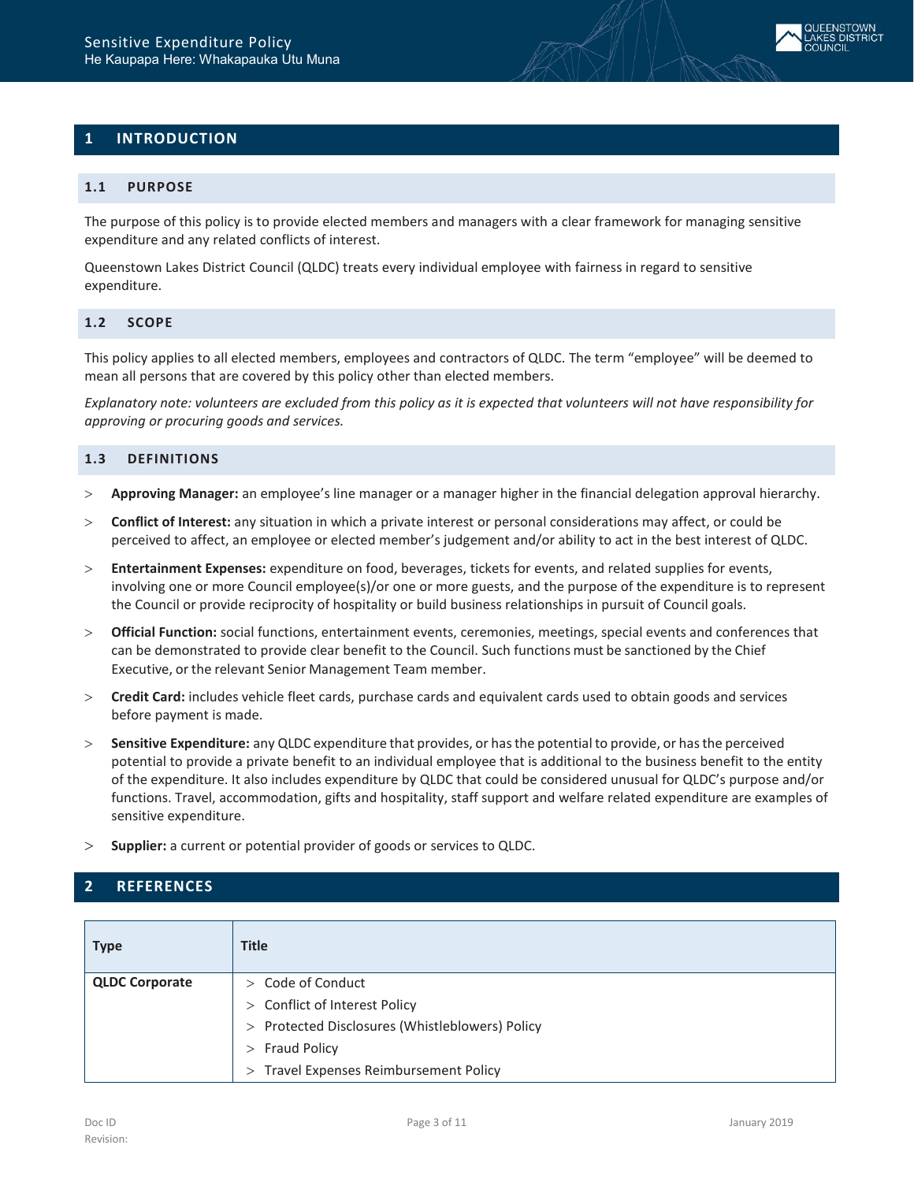## 1 INTRODUCTION

### 1.1 PURPOSE

The purpose of this policy is to provide elected members and managers with a clear framework for managing sensitive expenditure and any related conflicts of interest.

Queenstown Lakes District Council (QLDC) treats every individual employee with fairness in regard to sensitive expenditure.

### 1.2 SCOPE

This policy applies to all elected members, employees and contractors of QLDC. The term "employee" will be deemed to mean all persons that are covered by this policy other than elected members.

*Explanatory note: volunteers are excluded from this policy as it is expected that volunteers will not have responsibility for approving or procuring goods and services.*

### 1.3 DEFINITIONS

- **Approving Manager:** an employee's line manager or a manager higher in the financial delegation approval hierarchy.
- **Conflict of Interest:** any situation in which a private interest or personal considerations may affect, or could be perceived to affect, an employee or elected member's judgement and/or ability to act in the best interest of QLDC.
- **Entertainment Expenses:** expenditure on food, beverages, tickets for events, and related supplies for events, involving one or more Council employee(s)/or one or more guests, and the purpose of the expenditure is to represent the Council or provide reciprocity of hospitality or build business relationships in pursuit of Council goals.
- **Official Function:** social functions, entertainment events, ceremonies, meetings, special events and conferences that can be demonstrated to provide clear benefit to the Council. Such functions must be sanctioned by the Chief Executive, or the relevant Senior Management Team member.
- **Credit Card:** includes vehicle fleet cards, purchase cards and equivalent cards used to obtain goods and services before payment is made.
- **Sensitive Expenditure:** any QLDC expenditure that provides, or has the potential to provide, or has the perceived potential to provide a private benefit to an individual employee that is additional to the business benefit to the entity of the expenditure. It also includes expenditure by QLDC that could be considered unusual for QLDC's purpose and/or functions. Travel, accommodation, gifts and hospitality, staff support and welfare related expenditure are examples of sensitive expenditure.
- **Supplier:** a current or potential provider of goods or services to QLDC.

## 2 REFERENCES

| Type | Title |
|---|---|
| **QLDC Corporate** | > Code of Conduct<br>> Conflict of Interest Policy<br>> Protected Disclosures (Whistleblowers) Policy<br>> Fraud Policy<br>> Travel Expenses Reimbursement Policy |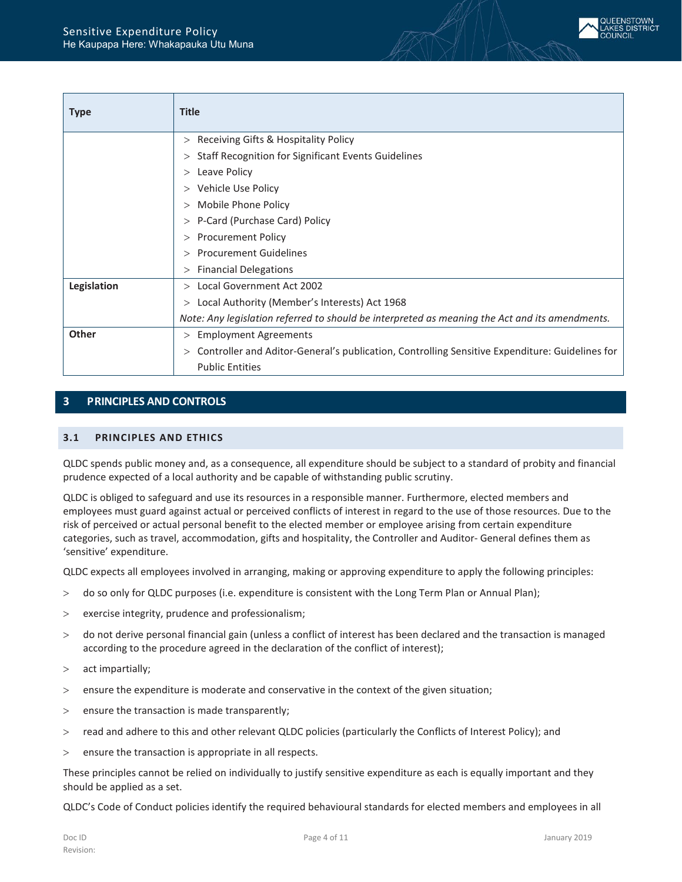| Type | Title |
| --- | --- |
| | > Receiving Gifts & Hospitality Policy<br>> Staff Recognition for Significant Events Guidelines<br>> Leave Policy<br>> Vehicle Use Policy<br>> Mobile Phone Policy<br>> P-Card (Purchase Card) Policy<br>> Procurement Policy<br>> Procurement Guidelines<br>> Financial Delegations |
| **Legislation** | > Local Government Act 2002<br>> Local Authority (Member's Interests) Act 1968<br>*Note: Any legislation referred to should be interpreted as meaning the Act and its amendments.* |
| **Other** | > Employment Agreements<br>> Controller and Aditor-General's publication, Controlling Sensitive Expenditure: Guidelines for Public Entities |

## 3 PRINCIPLES AND CONTROLS

### 3.1 PRINCIPLES AND ETHICS

QLDC spends public money and, as a consequence, all expenditure should be subject to a standard of probity and financial prudence expected of a local authority and be capable of withstanding public scrutiny.

QLDC is obliged to safeguard and use its resources in a responsible manner. Furthermore, elected members and employees must guard against actual or perceived conflicts of interest in regard to the use of those resources. Due to the risk of perceived or actual personal benefit to the elected member or employee arising from certain expenditure categories, such as travel, accommodation, gifts and hospitality, the Controller and Auditor- General defines them as 'sensitive' expenditure.

QLDC expects all employees involved in arranging, making or approving expenditure to apply the following principles:

- do so only for QLDC purposes (i.e. expenditure is consistent with the Long Term Plan or Annual Plan);
- exercise integrity, prudence and professionalism;
- do not derive personal financial gain (unless a conflict of interest has been declared and the transaction is managed according to the procedure agreed in the declaration of the conflict of interest);
- act impartially;
- ensure the expenditure is moderate and conservative in the context of the given situation;
- ensure the transaction is made transparently;
- read and adhere to this and other relevant QLDC policies (particularly the Conflicts of Interest Policy); and
- ensure the transaction is appropriate in all respects.

These principles cannot be relied on individually to justify sensitive expenditure as each is equally important and they should be applied as a set.

QLDC's Code of Conduct policies identify the required behavioural standards for elected members and employees in all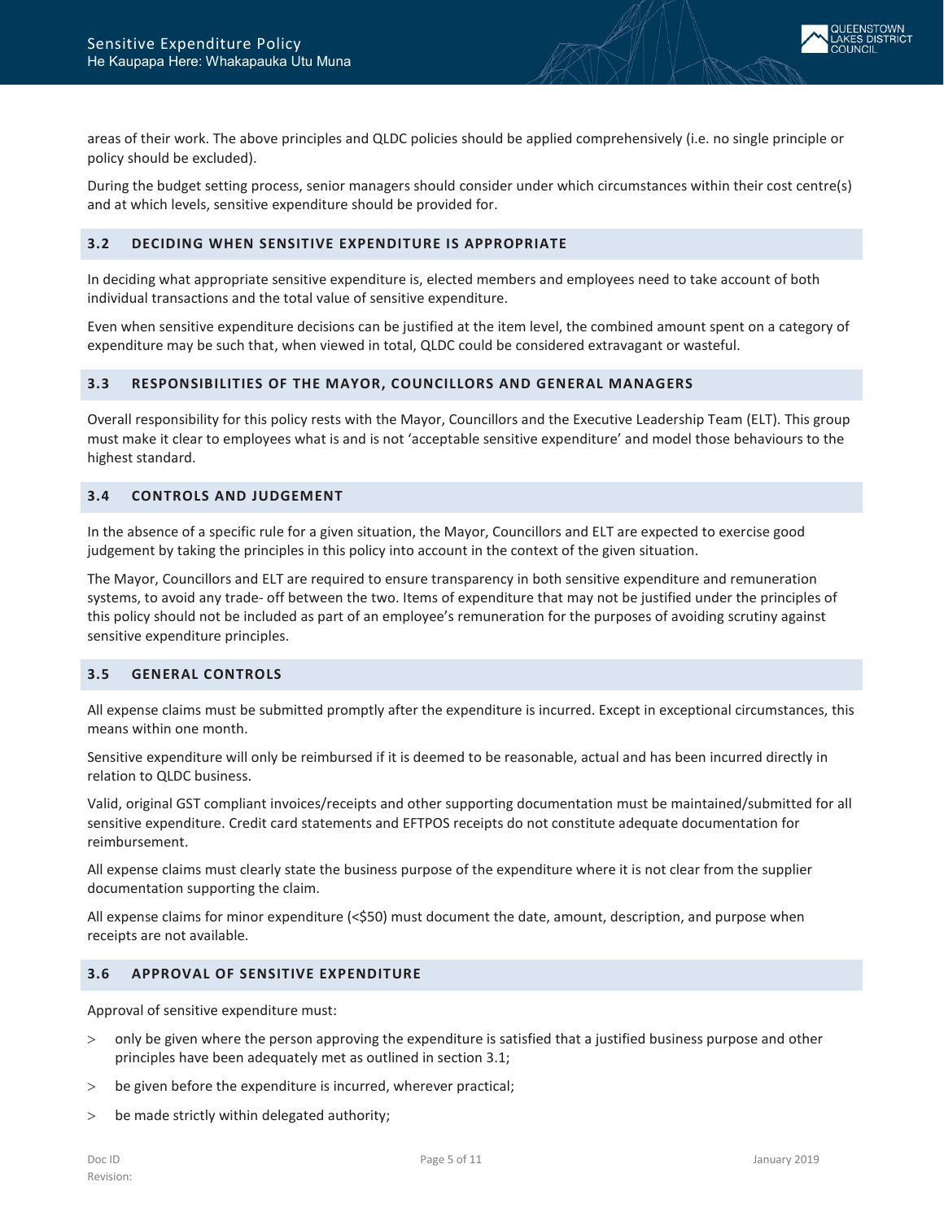areas of their work. The above principles and QLDC policies should be applied comprehensively (i.e. no single principle or policy should be excluded).

During the budget setting process, senior managers should consider under which circumstances within their cost centre(s) and at which levels, sensitive expenditure should be provided for.

### 3.2 DECIDING WHEN SENSITIVE EXPENDITURE IS APPROPRIATE

In deciding what appropriate sensitive expenditure is, elected members and employees need to take account of both individual transactions and the total value of sensitive expenditure.

Even when sensitive expenditure decisions can be justified at the item level, the combined amount spent on a category of expenditure may be such that, when viewed in total, QLDC could be considered extravagant or wasteful.

### 3.3 RESPONSIBILITIES OF THE MAYOR, COUNCILLORS AND GENERAL MANAGERS

Overall responsibility for this policy rests with the Mayor, Councillors and the Executive Leadership Team (ELT). This group must make it clear to employees what is and is not 'acceptable sensitive expenditure' and model those behaviours to the highest standard.

### 3.4 CONTROLS AND JUDGEMENT

In the absence of a specific rule for a given situation, the Mayor, Councillors and ELT are expected to exercise good judgement by taking the principles in this policy into account in the context of the given situation.

The Mayor, Councillors and ELT are required to ensure transparency in both sensitive expenditure and remuneration systems, to avoid any trade- off between the two. Items of expenditure that may not be justified under the principles of this policy should not be included as part of an employee's remuneration for the purposes of avoiding scrutiny against sensitive expenditure principles.

### 3.5 GENERAL CONTROLS

All expense claims must be submitted promptly after the expenditure is incurred. Except in exceptional circumstances, this means within one month.

Sensitive expenditure will only be reimbursed if it is deemed to be reasonable, actual and has been incurred directly in relation to QLDC business.

Valid, original GST compliant invoices/receipts and other supporting documentation must be maintained/submitted for all sensitive expenditure. Credit card statements and EFTPOS receipts do not constitute adequate documentation for reimbursement.

All expense claims must clearly state the business purpose of the expenditure where it is not clear from the supplier documentation supporting the claim.

All expense claims for minor expenditure (<$50) must document the date, amount, description, and purpose when receipts are not available.

### 3.6 APPROVAL OF SENSITIVE EXPENDITURE

Approval of sensitive expenditure must:

- only be given where the person approving the expenditure is satisfied that a justified business purpose and other principles have been adequately met as outlined in section 3.1;
- be given before the expenditure is incurred, wherever practical;
- be made strictly within delegated authority;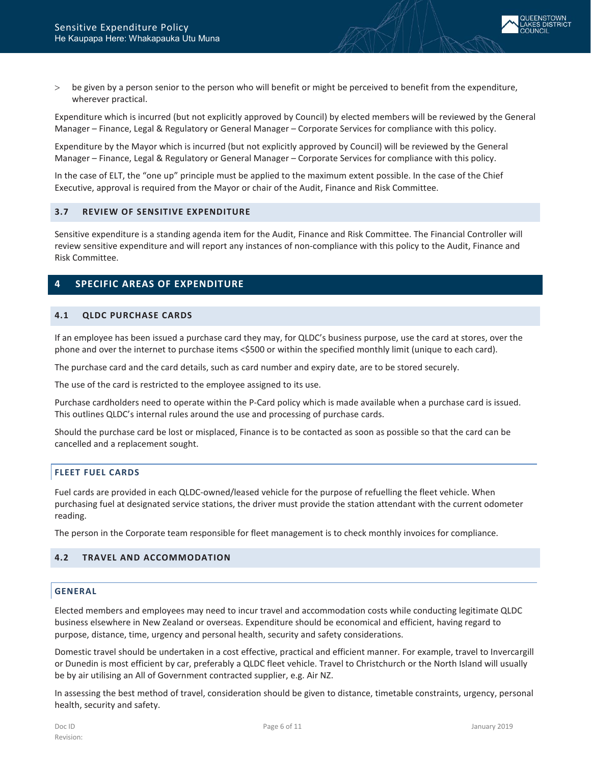- be given by a person senior to the person who will benefit or might be perceived to benefit from the expenditure, wherever practical.

Expenditure which is incurred (but not explicitly approved by Council) by elected members will be reviewed by the General Manager – Finance, Legal & Regulatory or General Manager – Corporate Services for compliance with this policy.

Expenditure by the Mayor which is incurred (but not explicitly approved by Council) will be reviewed by the General Manager – Finance, Legal & Regulatory or General Manager – Corporate Services for compliance with this policy.

In the case of ELT, the "one up" principle must be applied to the maximum extent possible. In the case of the Chief Executive, approval is required from the Mayor or chair of the Audit, Finance and Risk Committee.

### 3.7 REVIEW OF SENSITIVE EXPENDITURE

Sensitive expenditure is a standing agenda item for the Audit, Finance and Risk Committee. The Financial Controller will review sensitive expenditure and will report any instances of non-compliance with this policy to the Audit, Finance and Risk Committee.

## 4 SPECIFIC AREAS OF EXPENDITURE

### 4.1 QLDC PURCHASE CARDS

If an employee has been issued a purchase card they may, for QLDC's business purpose, use the card at stores, over the phone and over the internet to purchase items <$500 or within the specified monthly limit (unique to each card).

The purchase card and the card details, such as card number and expiry date, are to be stored securely.

The use of the card is restricted to the employee assigned to its use.

Purchase cardholders need to operate within the P-Card policy which is made available when a purchase card is issued. This outlines QLDC's internal rules around the use and processing of purchase cards.

Should the purchase card be lost or misplaced, Finance is to be contacted as soon as possible so that the card can be cancelled and a replacement sought.

#### FLEET FUEL CARDS

Fuel cards are provided in each QLDC-owned/leased vehicle for the purpose of refuelling the fleet vehicle. When purchasing fuel at designated service stations, the driver must provide the station attendant with the current odometer reading.

The person in the Corporate team responsible for fleet management is to check monthly invoices for compliance.

### 4.2 TRAVEL AND ACCOMMODATION

#### GENERAL

Elected members and employees may need to incur travel and accommodation costs while conducting legitimate QLDC business elsewhere in New Zealand or overseas. Expenditure should be economical and efficient, having regard to purpose, distance, time, urgency and personal health, security and safety considerations.

Domestic travel should be undertaken in a cost effective, practical and efficient manner. For example, travel to Invercargill or Dunedin is most efficient by car, preferably a QLDC fleet vehicle. Travel to Christchurch or the North Island will usually be by air utilising an All of Government contracted supplier, e.g. Air NZ.

In assessing the best method of travel, consideration should be given to distance, timetable constraints, urgency, personal health, security and safety.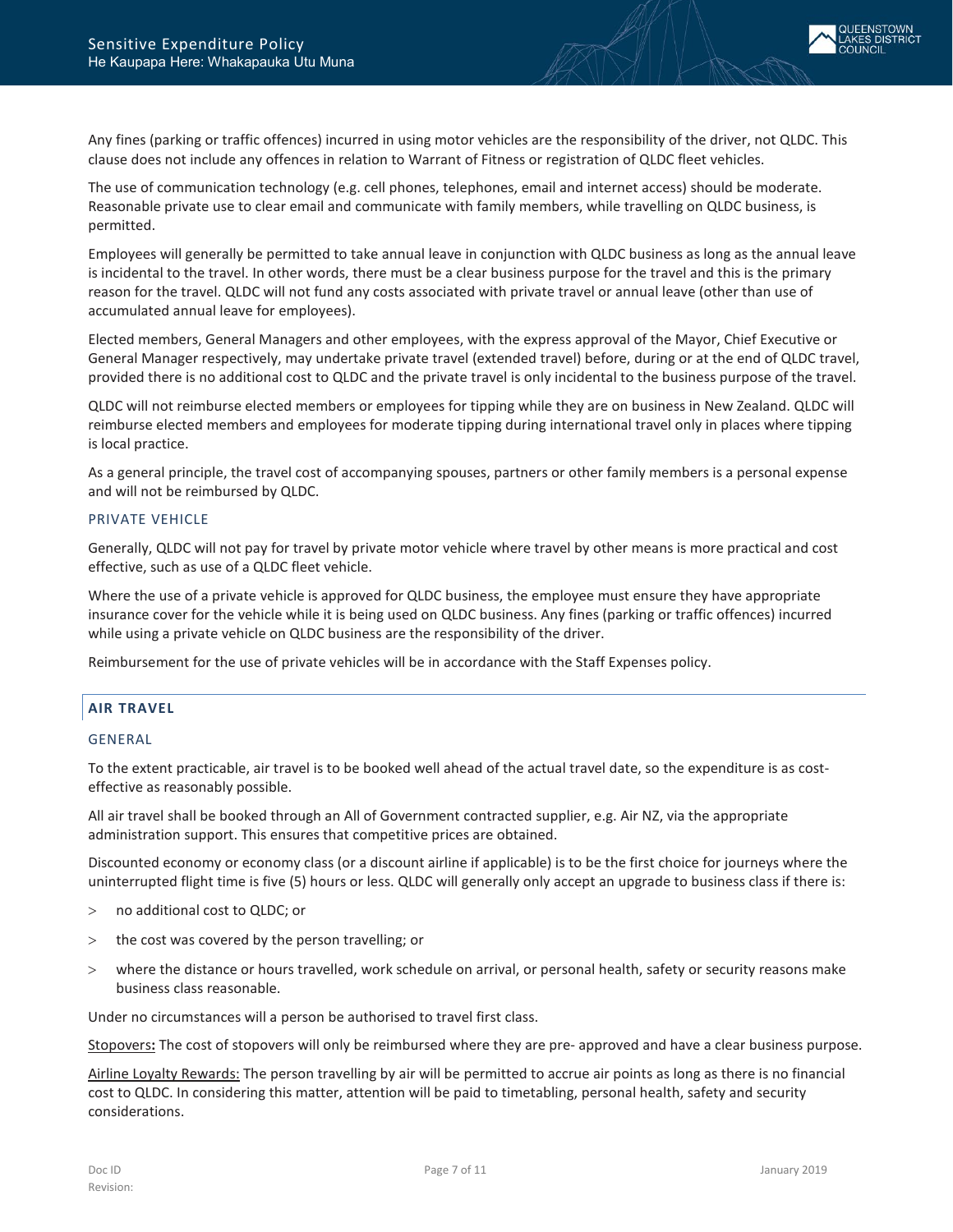Any fines (parking or traffic offences) incurred in using motor vehicles are the responsibility of the driver, not QLDC. This clause does not include any offences in relation to Warrant of Fitness or registration of QLDC fleet vehicles.

The use of communication technology (e.g. cell phones, telephones, email and internet access) should be moderate. Reasonable private use to clear email and communicate with family members, while travelling on QLDC business, is permitted.

Employees will generally be permitted to take annual leave in conjunction with QLDC business as long as the annual leave is incidental to the travel. In other words, there must be a clear business purpose for the travel and this is the primary reason for the travel. QLDC will not fund any costs associated with private travel or annual leave (other than use of accumulated annual leave for employees).

Elected members, General Managers and other employees, with the express approval of the Mayor, Chief Executive or General Manager respectively, may undertake private travel (extended travel) before, during or at the end of QLDC travel, provided there is no additional cost to QLDC and the private travel is only incidental to the business purpose of the travel.

QLDC will not reimburse elected members or employees for tipping while they are on business in New Zealand. QLDC will reimburse elected members and employees for moderate tipping during international travel only in places where tipping is local practice.

As a general principle, the travel cost of accompanying spouses, partners or other family members is a personal expense and will not be reimbursed by QLDC.

### PRIVATE VEHICLE

Generally, QLDC will not pay for travel by private motor vehicle where travel by other means is more practical and cost effective, such as use of a QLDC fleet vehicle.

Where the use of a private vehicle is approved for QLDC business, the employee must ensure they have appropriate insurance cover for the vehicle while it is being used on QLDC business. Any fines (parking or traffic offences) incurred while using a private vehicle on QLDC business are the responsibility of the driver.

Reimbursement for the use of private vehicles will be in accordance with the Staff Expenses policy.

## AIR TRAVEL

### GENERAL

To the extent practicable, air travel is to be booked well ahead of the actual travel date, so the expenditure is as cost-effective as reasonably possible.

All air travel shall be booked through an All of Government contracted supplier, e.g. Air NZ, via the appropriate administration support. This ensures that competitive prices are obtained.

Discounted economy or economy class (or a discount airline if applicable) is to be the first choice for journeys where the uninterrupted flight time is five (5) hours or less. QLDC will generally only accept an upgrade to business class if there is:

- no additional cost to QLDC; or
- the cost was covered by the person travelling; or
- where the distance or hours travelled, work schedule on arrival, or personal health, safety or security reasons make business class reasonable.

Under no circumstances will a person be authorised to travel first class.

Stopovers**:** The cost of stopovers will only be reimbursed where they are pre- approved and have a clear business purpose.

Airline Loyalty Rewards: The person travelling by air will be permitted to accrue air points as long as there is no financial cost to QLDC. In considering this matter, attention will be paid to timetabling, personal health, safety and security considerations.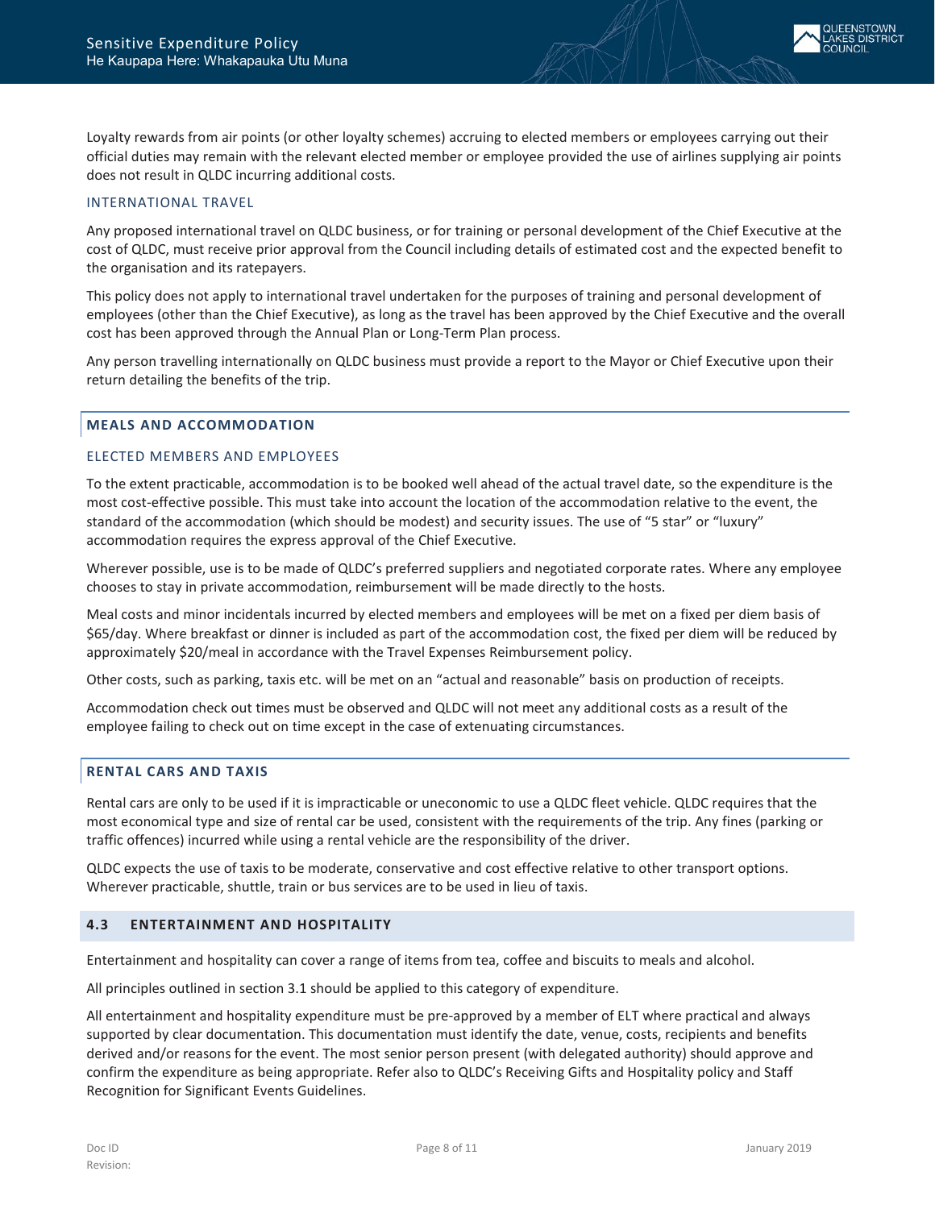Loyalty rewards from air points (or other loyalty schemes) accruing to elected members or employees carrying out their official duties may remain with the relevant elected member or employee provided the use of airlines supplying air points does not result in QLDC incurring additional costs.

#### INTERNATIONAL TRAVEL

Any proposed international travel on QLDC business, or for training or personal development of the Chief Executive at the cost of QLDC, must receive prior approval from the Council including details of estimated cost and the expected benefit to the organisation and its ratepayers.

This policy does not apply to international travel undertaken for the purposes of training and personal development of employees (other than the Chief Executive), as long as the travel has been approved by the Chief Executive and the overall cost has been approved through the Annual Plan or Long-Term Plan process.

Any person travelling internationally on QLDC business must provide a report to the Mayor or Chief Executive upon their return detailing the benefits of the trip.

### MEALS AND ACCOMMODATION

#### ELECTED MEMBERS AND EMPLOYEES

To the extent practicable, accommodation is to be booked well ahead of the actual travel date, so the expenditure is the most cost-effective possible. This must take into account the location of the accommodation relative to the event, the standard of the accommodation (which should be modest) and security issues. The use of "5 star" or "luxury" accommodation requires the express approval of the Chief Executive.

Wherever possible, use is to be made of QLDC's preferred suppliers and negotiated corporate rates. Where any employee chooses to stay in private accommodation, reimbursement will be made directly to the hosts.

Meal costs and minor incidentals incurred by elected members and employees will be met on a fixed per diem basis of $65/day. Where breakfast or dinner is included as part of the accommodation cost, the fixed per diem will be reduced by approximately $20/meal in accordance with the Travel Expenses Reimbursement policy.

Other costs, such as parking, taxis etc. will be met on an "actual and reasonable" basis on production of receipts.

Accommodation check out times must be observed and QLDC will not meet any additional costs as a result of the employee failing to check out on time except in the case of extenuating circumstances.

### RENTAL CARS AND TAXIS

Rental cars are only to be used if it is impracticable or uneconomic to use a QLDC fleet vehicle. QLDC requires that the most economical type and size of rental car be used, consistent with the requirements of the trip. Any fines (parking or traffic offences) incurred while using a rental vehicle are the responsibility of the driver.

QLDC expects the use of taxis to be moderate, conservative and cost effective relative to other transport options. Wherever practicable, shuttle, train or bus services are to be used in lieu of taxis.

## 4.3 ENTERTAINMENT AND HOSPITALITY

Entertainment and hospitality can cover a range of items from tea, coffee and biscuits to meals and alcohol.

All principles outlined in section 3.1 should be applied to this category of expenditure.

All entertainment and hospitality expenditure must be pre-approved by a member of ELT where practical and always supported by clear documentation. This documentation must identify the date, venue, costs, recipients and benefits derived and/or reasons for the event. The most senior person present (with delegated authority) should approve and confirm the expenditure as being appropriate. Refer also to QLDC's Receiving Gifts and Hospitality policy and Staff Recognition for Significant Events Guidelines.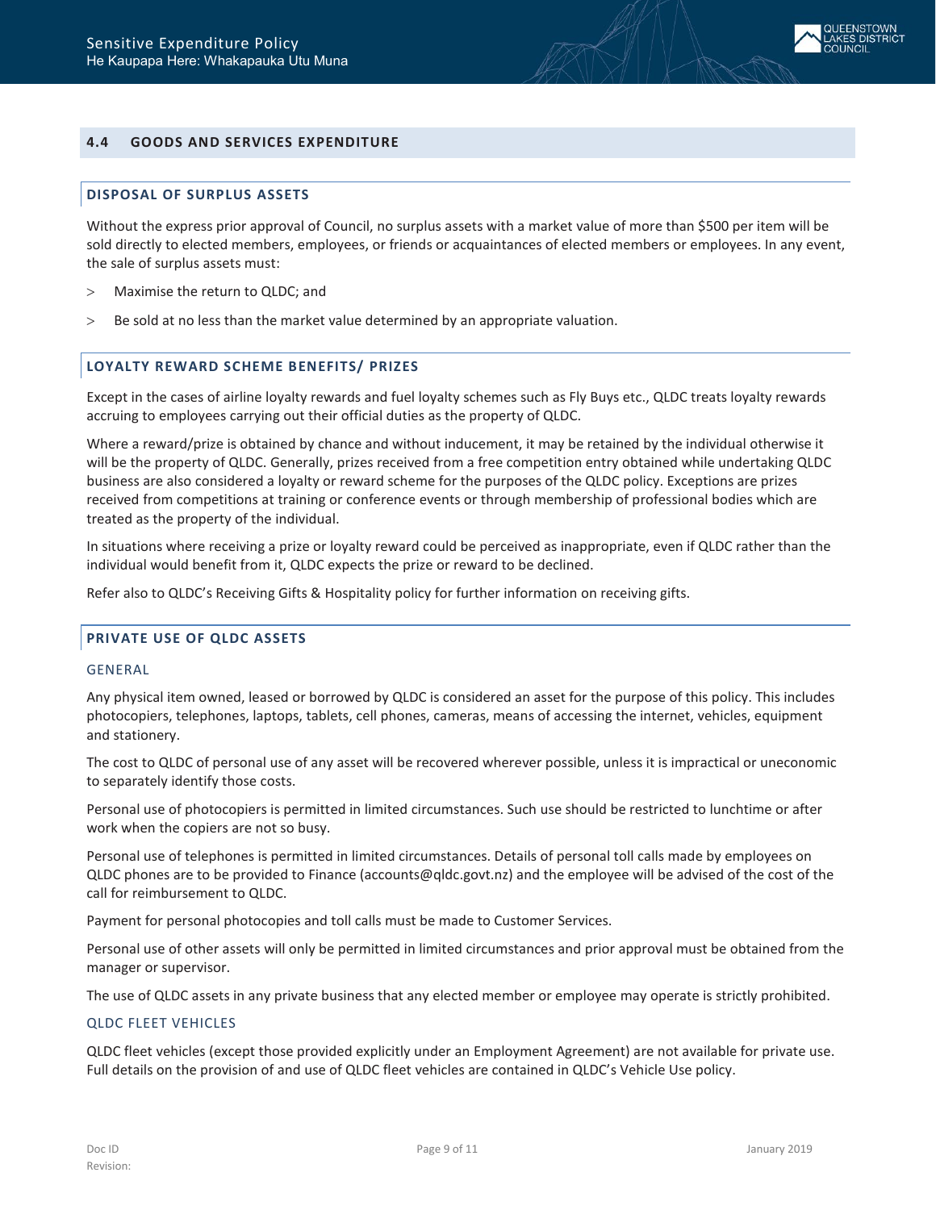## 4.4 GOODS AND SERVICES EXPENDITURE

### DISPOSAL OF SURPLUS ASSETS

Without the express prior approval of Council, no surplus assets with a market value of more than $500 per item will be sold directly to elected members, employees, or friends or acquaintances of elected members or employees. In any event, the sale of surplus assets must:

- Maximise the return to QLDC; and
- Be sold at no less than the market value determined by an appropriate valuation.

### LOYALTY REWARD SCHEME BENEFITS/ PRIZES

Except in the cases of airline loyalty rewards and fuel loyalty schemes such as Fly Buys etc., QLDC treats loyalty rewards accruing to employees carrying out their official duties as the property of QLDC.

Where a reward/prize is obtained by chance and without inducement, it may be retained by the individual otherwise it will be the property of QLDC. Generally, prizes received from a free competition entry obtained while undertaking QLDC business are also considered a loyalty or reward scheme for the purposes of the QLDC policy. Exceptions are prizes received from competitions at training or conference events or through membership of professional bodies which are treated as the property of the individual.

In situations where receiving a prize or loyalty reward could be perceived as inappropriate, even if QLDC rather than the individual would benefit from it, QLDC expects the prize or reward to be declined.

Refer also to QLDC's Receiving Gifts & Hospitality policy for further information on receiving gifts.

### PRIVATE USE OF QLDC ASSETS

#### GENERAL

Any physical item owned, leased or borrowed by QLDC is considered an asset for the purpose of this policy. This includes photocopiers, telephones, laptops, tablets, cell phones, cameras, means of accessing the internet, vehicles, equipment and stationery.

The cost to QLDC of personal use of any asset will be recovered wherever possible, unless it is impractical or uneconomic to separately identify those costs.

Personal use of photocopiers is permitted in limited circumstances. Such use should be restricted to lunchtime or after work when the copiers are not so busy.

Personal use of telephones is permitted in limited circumstances. Details of personal toll calls made by employees on QLDC phones are to be provided to Finance (accounts@qldc.govt.nz) and the employee will be advised of the cost of the call for reimbursement to QLDC.

Payment for personal photocopies and toll calls must be made to Customer Services.

Personal use of other assets will only be permitted in limited circumstances and prior approval must be obtained from the manager or supervisor.

The use of QLDC assets in any private business that any elected member or employee may operate is strictly prohibited.

#### QLDC FLEET VEHICLES

QLDC fleet vehicles (except those provided explicitly under an Employment Agreement) are not available for private use. Full details on the provision of and use of QLDC fleet vehicles are contained in QLDC's Vehicle Use policy.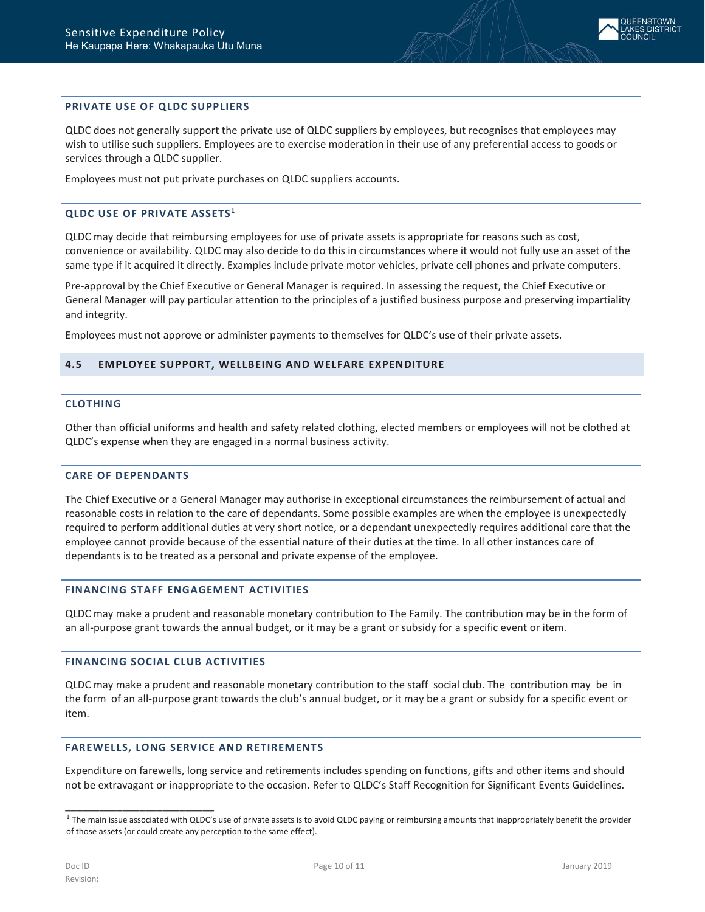### PRIVATE USE OF QLDC SUPPLIERS

QLDC does not generally support the private use of QLDC suppliers by employees, but recognises that employees may wish to utilise such suppliers. Employees are to exercise moderation in their use of any preferential access to goods or services through a QLDC supplier.

Employees must not put private purchases on QLDC suppliers accounts.

### QLDC USE OF PRIVATE ASSETS[1]

QLDC may decide that reimbursing employees for use of private assets is appropriate for reasons such as cost, convenience or availability. QLDC may also decide to do this in circumstances where it would not fully use an asset of the same type if it acquired it directly. Examples include private motor vehicles, private cell phones and private computers.

Pre-approval by the Chief Executive or General Manager is required. In assessing the request, the Chief Executive or General Manager will pay particular attention to the principles of a justified business purpose and preserving impartiality and integrity.

Employees must not approve or administer payments to themselves for QLDC's use of their private assets.

## 4.5 EMPLOYEE SUPPORT, WELLBEING AND WELFARE EXPENDITURE

### CLOTHING

Other than official uniforms and health and safety related clothing, elected members or employees will not be clothed at QLDC's expense when they are engaged in a normal business activity.

### CARE OF DEPENDANTS

The Chief Executive or a General Manager may authorise in exceptional circumstances the reimbursement of actual and reasonable costs in relation to the care of dependants. Some possible examples are when the employee is unexpectedly required to perform additional duties at very short notice, or a dependant unexpectedly requires additional care that the employee cannot provide because of the essential nature of their duties at the time. In all other instances care of dependants is to be treated as a personal and private expense of the employee.

### FINANCING STAFF ENGAGEMENT ACTIVITIES

QLDC may make a prudent and reasonable monetary contribution to The Family. The contribution may be in the form of an all-purpose grant towards the annual budget, or it may be a grant or subsidy for a specific event or item.

### FINANCING SOCIAL CLUB ACTIVITIES

QLDC may make a prudent and reasonable monetary contribution to the staff social club. The contribution may be in the form of an all-purpose grant towards the club's annual budget, or it may be a grant or subsidy for a specific event or item.

### FAREWELLS, LONG SERVICE AND RETIREMENTS

Expenditure on farewells, long service and retirements includes spending on functions, gifts and other items and should not be extravagant or inappropriate to the occasion. Refer to QLDC's Staff Recognition for Significant Events Guidelines.

---

[1] The main issue associated with QLDC's use of private assets is to avoid QLDC paying or reimbursing amounts that inappropriately benefit the provider of those assets (or could create any perception to the same effect).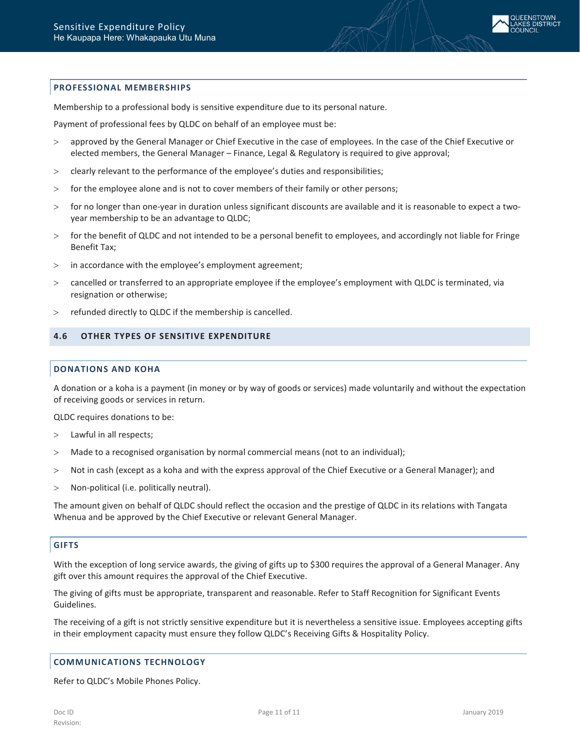### PROFESSIONAL MEMBERSHIPS

Membership to a professional body is sensitive expenditure due to its personal nature.

Payment of professional fees by QLDC on behalf of an employee must be:

- approved by the General Manager or Chief Executive in the case of employees. In the case of the Chief Executive or elected members, the General Manager – Finance, Legal & Regulatory is required to give approval;
- clearly relevant to the performance of the employee's duties and responsibilities;
- for the employee alone and is not to cover members of their family or other persons;
- for no longer than one-year in duration unless significant discounts are available and it is reasonable to expect a two-year membership to be an advantage to QLDC;
- for the benefit of QLDC and not intended to be a personal benefit to employees, and accordingly not liable for Fringe Benefit Tax;
- in accordance with the employee's employment agreement;
- cancelled or transferred to an appropriate employee if the employee's employment with QLDC is terminated, via resignation or otherwise;
- refunded directly to QLDC if the membership is cancelled.

## 4.6 OTHER TYPES OF SENSITIVE EXPENDITURE

### DONATIONS AND KOHA

A donation or a koha is a payment (in money or by way of goods or services) made voluntarily and without the expectation of receiving goods or services in return.

QLDC requires donations to be:

- Lawful in all respects;
- Made to a recognised organisation by normal commercial means (not to an individual);
- Not in cash (except as a koha and with the express approval of the Chief Executive or a General Manager); and
- Non-political (i.e. politically neutral).

The amount given on behalf of QLDC should reflect the occasion and the prestige of QLDC in its relations with Tangata Whenua and be approved by the Chief Executive or relevant General Manager.

### GIFTS

With the exception of long service awards, the giving of gifts up to $300 requires the approval of a General Manager. Any gift over this amount requires the approval of the Chief Executive.

The giving of gifts must be appropriate, transparent and reasonable. Refer to Staff Recognition for Significant Events Guidelines.

The receiving of a gift is not strictly sensitive expenditure but it is nevertheless a sensitive issue. Employees accepting gifts in their employment capacity must ensure they follow QLDC's Receiving Gifts & Hospitality Policy.

### COMMUNICATIONS TECHNOLOGY

Refer to QLDC's Mobile Phones Policy.